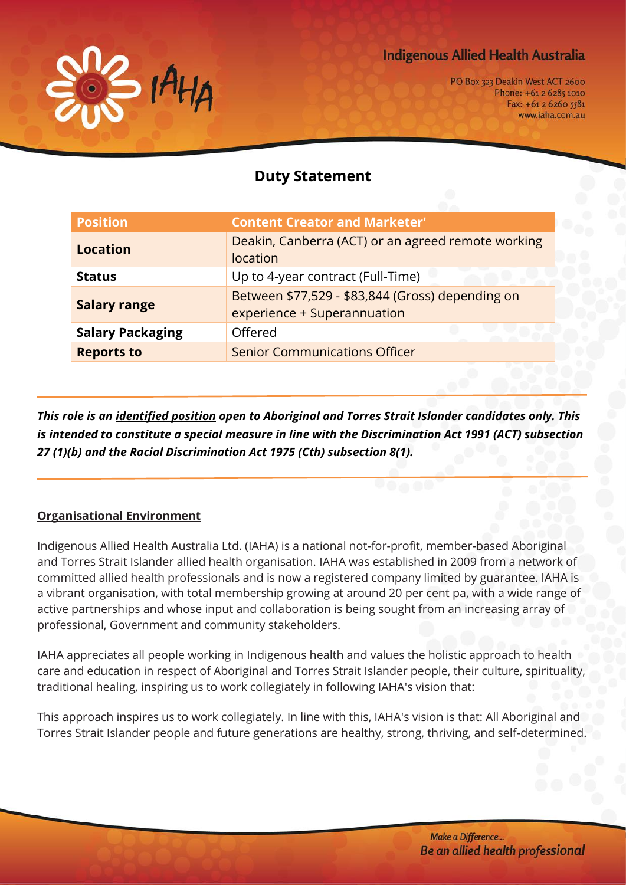Indigenous Allied Health Australia

PO Box 323 Deakin West ACT 2600
Phone: +61 2 6285 1010
Fax: +61 2 6260 5581
www.iaha.com.au

# Duty Statement

| Position | Content Creator and Marketer' |
|---|---|
| **Location** | Deakin, Canberra (ACT) or an agreed remote working location |
| **Status** | Up to 4-year contract (Full-Time) |
| **Salary range** | Between $77,529 - $83,844 (Gross) depending on experience + Superannuation |
| **Salary Packaging** | Offered |
| **Reports to** | Senior Communications Officer |

***This role is an identified position open to Aboriginal and Torres Strait Islander candidates only. This is intended to constitute a special measure in line with the Discrimination Act 1991 (ACT) subsection 27 (1)(b) and the Racial Discrimination Act 1975 (Cth) subsection 8(1).***

## Organisational Environment

Indigenous Allied Health Australia Ltd. (IAHA) is a national not-for-profit, member-based Aboriginal and Torres Strait Islander allied health organisation. IAHA was established in 2009 from a network of committed allied health professionals and is now a registered company limited by guarantee. IAHA is a vibrant organisation, with total membership growing at around 20 per cent pa, with a wide range of active partnerships and whose input and collaboration is being sought from an increasing array of professional, Government and community stakeholders.

IAHA appreciates all people working in Indigenous health and values the holistic approach to health care and education in respect of Aboriginal and Torres Strait Islander people, their culture, spirituality, traditional healing, inspiring us to work collegiately in following IAHA's vision that:

This approach inspires us to work collegiately. In line with this, IAHA's vision is that: All Aboriginal and Torres Strait Islander people and future generations are healthy, strong, thriving, and self-determined.

*Make a Difference...*
***Be an allied health professional***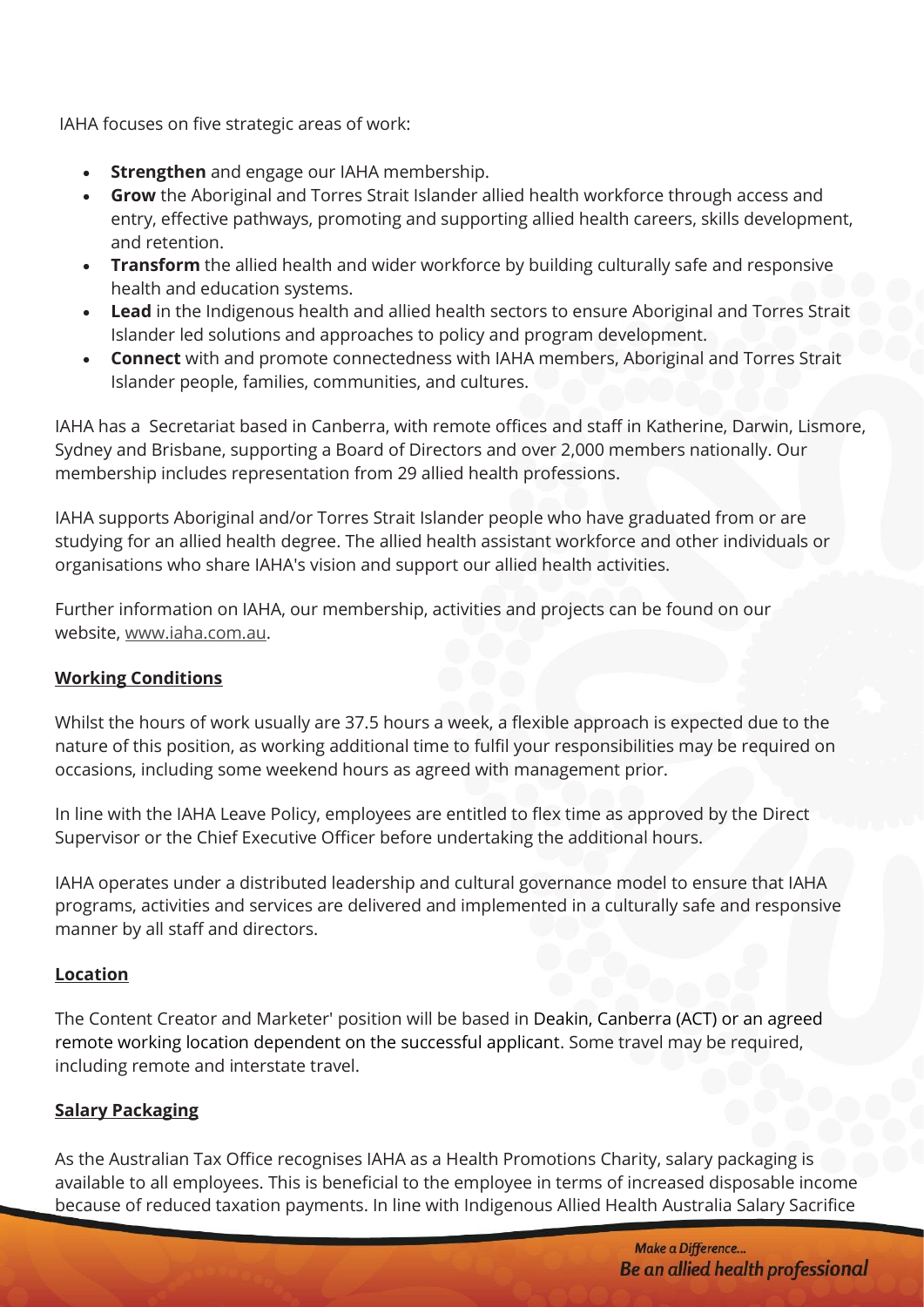IAHA focuses on five strategic areas of work:

- **Strengthen** and engage our IAHA membership.
- **Grow** the Aboriginal and Torres Strait Islander allied health workforce through access and entry, effective pathways, promoting and supporting allied health careers, skills development, and retention.
- **Transform** the allied health and wider workforce by building culturally safe and responsive health and education systems.
- **Lead** in the Indigenous health and allied health sectors to ensure Aboriginal and Torres Strait Islander led solutions and approaches to policy and program development.
- **Connect** with and promote connectedness with IAHA members, Aboriginal and Torres Strait Islander people, families, communities, and cultures.

IAHA has a Secretariat based in Canberra, with remote offices and staff in Katherine, Darwin, Lismore, Sydney and Brisbane, supporting a Board of Directors and over 2,000 members nationally. Our membership includes representation from 29 allied health professions.

IAHA supports Aboriginal and/or Torres Strait Islander people who have graduated from or are studying for an allied health degree. The allied health assistant workforce and other individuals or organisations who share IAHA's vision and support our allied health activities.

Further information on IAHA, our membership, activities and projects can be found on our website, www.iaha.com.au.

## Working Conditions

Whilst the hours of work usually are 37.5 hours a week, a flexible approach is expected due to the nature of this position, as working additional time to fulfil your responsibilities may be required on occasions, including some weekend hours as agreed with management prior.

In line with the IAHA Leave Policy, employees are entitled to flex time as approved by the Direct Supervisor or the Chief Executive Officer before undertaking the additional hours.

IAHA operates under a distributed leadership and cultural governance model to ensure that IAHA programs, activities and services are delivered and implemented in a culturally safe and responsive manner by all staff and directors.

## Location

The Content Creator and Marketer' position will be based in Deakin, Canberra (ACT) or an agreed remote working location dependent on the successful applicant. Some travel may be required, including remote and interstate travel.

## Salary Packaging

As the Australian Tax Office recognises IAHA as a Health Promotions Charity, salary packaging is available to all employees. This is beneficial to the employee in terms of increased disposable income because of reduced taxation payments. In line with Indigenous Allied Health Australia Salary Sacrifice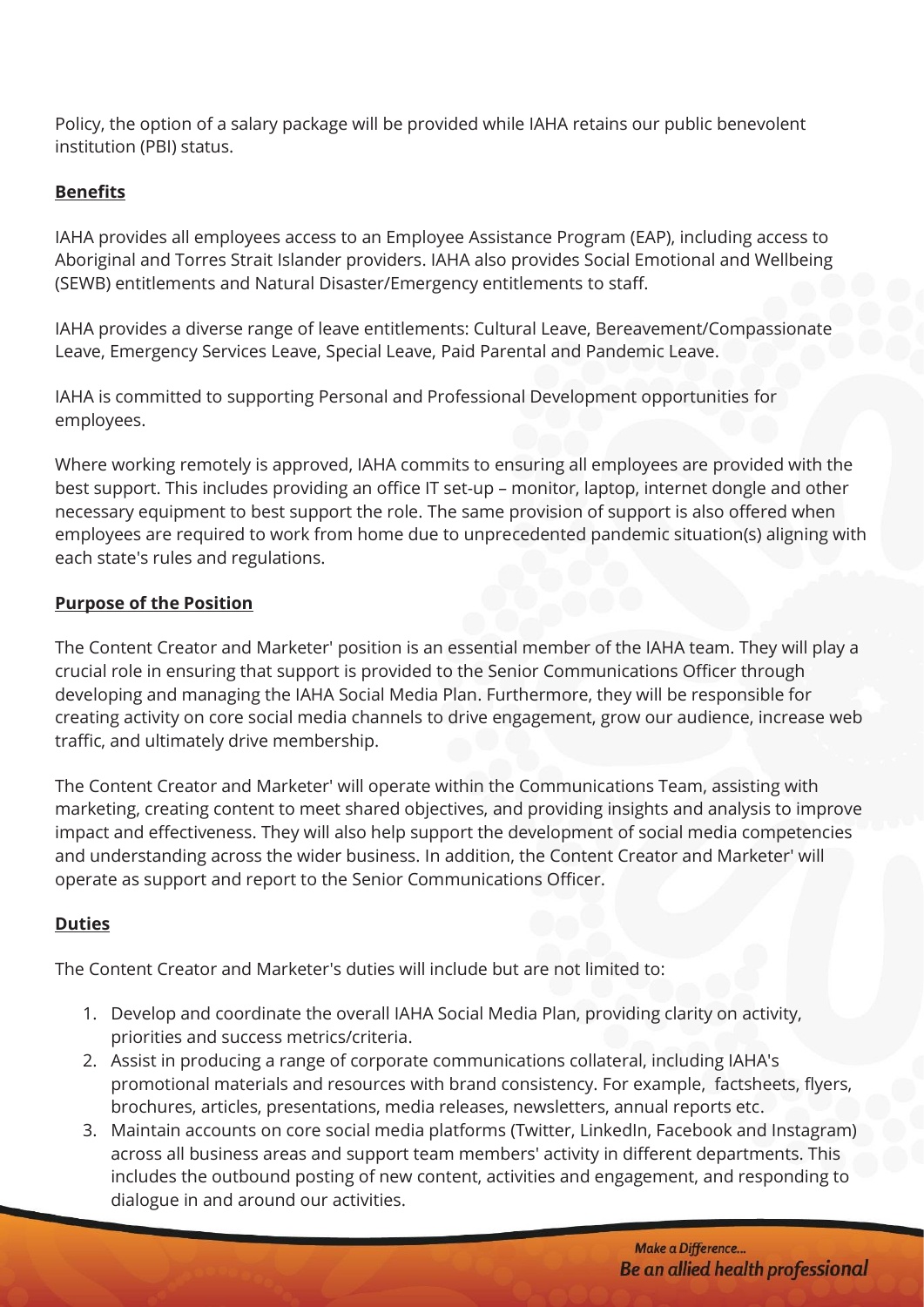Policy, the option of a salary package will be provided while IAHA retains our public benevolent institution (PBI) status.

## Benefits

IAHA provides all employees access to an Employee Assistance Program (EAP), including access to Aboriginal and Torres Strait Islander providers. IAHA also provides Social Emotional and Wellbeing (SEWB) entitlements and Natural Disaster/Emergency entitlements to staff.

IAHA provides a diverse range of leave entitlements: Cultural Leave, Bereavement/Compassionate Leave, Emergency Services Leave, Special Leave, Paid Parental and Pandemic Leave.

IAHA is committed to supporting Personal and Professional Development opportunities for employees.

Where working remotely is approved, IAHA commits to ensuring all employees are provided with the best support. This includes providing an office IT set-up – monitor, laptop, internet dongle and other necessary equipment to best support the role. The same provision of support is also offered when employees are required to work from home due to unprecedented pandemic situation(s) aligning with each state's rules and regulations.

## Purpose of the Position

The Content Creator and Marketer' position is an essential member of the IAHA team. They will play a crucial role in ensuring that support is provided to the Senior Communications Officer through developing and managing the IAHA Social Media Plan. Furthermore, they will be responsible for creating activity on core social media channels to drive engagement, grow our audience, increase web traffic, and ultimately drive membership.

The Content Creator and Marketer' will operate within the Communications Team, assisting with marketing, creating content to meet shared objectives, and providing insights and analysis to improve impact and effectiveness. They will also help support the development of social media competencies and understanding across the wider business. In addition, the Content Creator and Marketer' will operate as support and report to the Senior Communications Officer.

## Duties

The Content Creator and Marketer's duties will include but are not limited to:

1. Develop and coordinate the overall IAHA Social Media Plan, providing clarity on activity, priorities and success metrics/criteria.
2. Assist in producing a range of corporate communications collateral, including IAHA's promotional materials and resources with brand consistency. For example, factsheets, flyers, brochures, articles, presentations, media releases, newsletters, annual reports etc.
3. Maintain accounts on core social media platforms (Twitter, LinkedIn, Facebook and Instagram) across all business areas and support team members' activity in different departments. This includes the outbound posting of new content, activities and engagement, and responding to dialogue in and around our activities.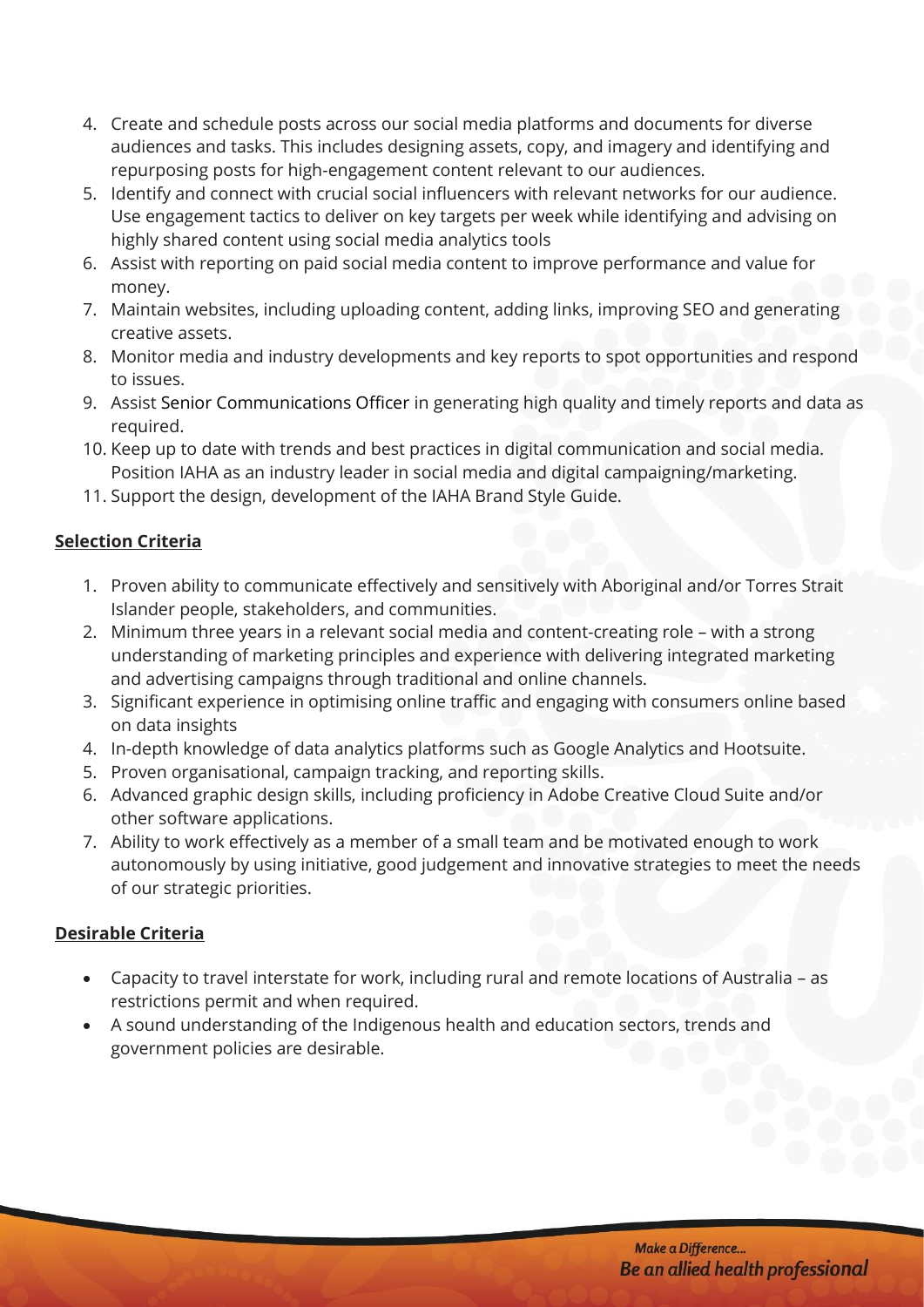4. Create and schedule posts across our social media platforms and documents for diverse audiences and tasks. This includes designing assets, copy, and imagery and identifying and repurposing posts for high-engagement content relevant to our audiences.
5. Identify and connect with crucial social influencers with relevant networks for our audience. Use engagement tactics to deliver on key targets per week while identifying and advising on highly shared content using social media analytics tools
6. Assist with reporting on paid social media content to improve performance and value for money.
7. Maintain websites, including uploading content, adding links, improving SEO and generating creative assets.
8. Monitor media and industry developments and key reports to spot opportunities and respond to issues.
9. Assist Senior Communications Officer in generating high quality and timely reports and data as required.
10. Keep up to date with trends and best practices in digital communication and social media. Position IAHA as an industry leader in social media and digital campaigning/marketing.
11. Support the design, development of the IAHA Brand Style Guide.

**Selection Criteria**

1. Proven ability to communicate effectively and sensitively with Aboriginal and/or Torres Strait Islander people, stakeholders, and communities.
2. Minimum three years in a relevant social media and content-creating role – with a strong understanding of marketing principles and experience with delivering integrated marketing and advertising campaigns through traditional and online channels.
3. Significant experience in optimising online traffic and engaging with consumers online based on data insights
4. In-depth knowledge of data analytics platforms such as Google Analytics and Hootsuite.
5. Proven organisational, campaign tracking, and reporting skills.
6. Advanced graphic design skills, including proficiency in Adobe Creative Cloud Suite and/or other software applications.
7. Ability to work effectively as a member of a small team and be motivated enough to work autonomously by using initiative, good judgement and innovative strategies to meet the needs of our strategic priorities.

**Desirable Criteria**

- Capacity to travel interstate for work, including rural and remote locations of Australia – as restrictions permit and when required.
- A sound understanding of the Indigenous health and education sectors, trends and government policies are desirable.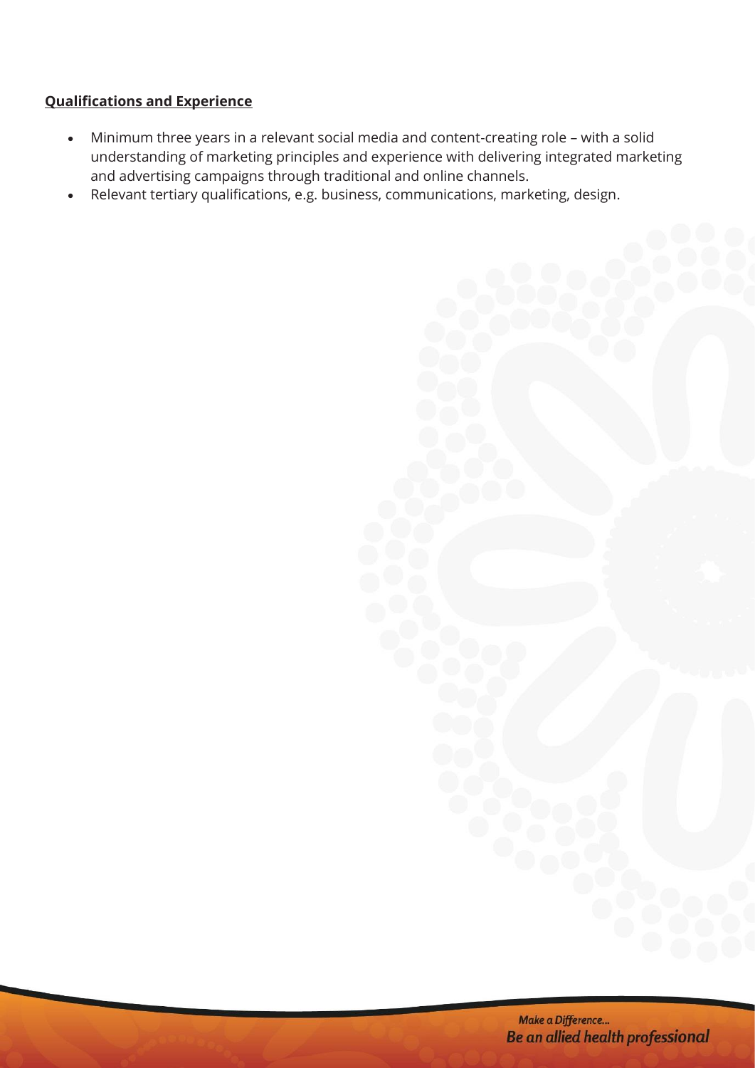**Qualifications and Experience**

- Minimum three years in a relevant social media and content-creating role – with a solid understanding of marketing principles and experience with delivering integrated marketing and advertising campaigns through traditional and online channels.
- Relevant tertiary qualifications, e.g. business, communications, marketing, design.